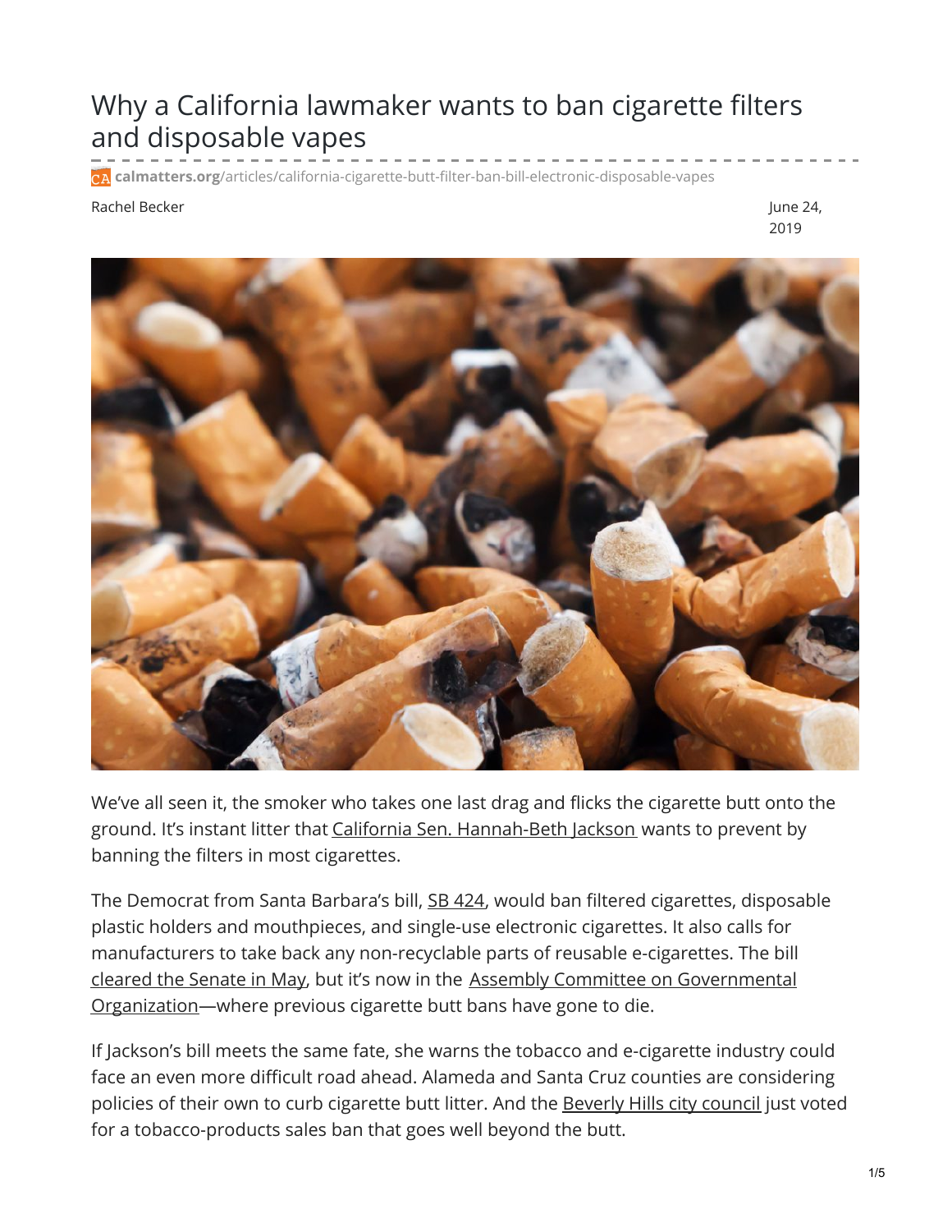# Why a California lawmaker wants to ban cigarette filters and disposable vapes

calmatters.org/articles/california-cigarette-butt-filter-ban-bill-electronic-disposable-vapes

Rachel Becker

June 24, 2019

We've all seen it, the smoker who takes one last drag and flicks the cigarette butt onto the ground. It's instant litter that California Sen. Hannah-Beth Jackson wants to prevent by banning the filters in most cigarettes.

The Democrat from Santa Barbara's bill, SB 424, would ban filtered cigarettes, disposable plastic holders and mouthpieces, and single-use electronic cigarettes. It also calls for manufacturers to take back any non-recyclable parts of reusable e-cigarettes. The bill cleared the Senate in May, but it's now in the Assembly Committee on Governmental Organization—where previous cigarette butt bans have gone to die.

If Jackson's bill meets the same fate, she warns the tobacco and e-cigarette industry could face an even more difficult road ahead. Alameda and Santa Cruz counties are considering policies of their own to curb cigarette butt litter. And the Beverly Hills city council just voted for a tobacco-products sales ban that goes well beyond the butt.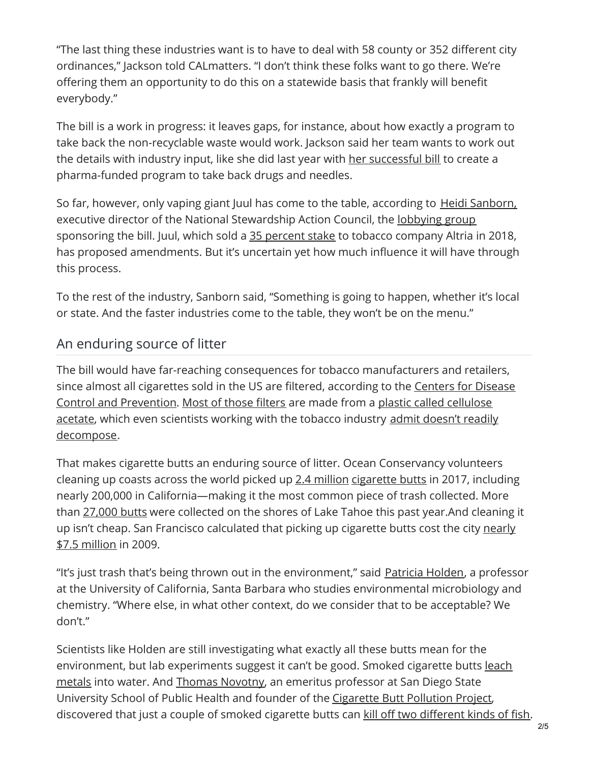"The last thing these industries want is to have to deal with 58 county or 352 different city ordinances," Jackson told CALmatters. "I don't think these folks want to go there. We're offering them an opportunity to do this on a statewide basis that frankly will benefit everybody."

The bill is a work in progress: it leaves gaps, for instance, about how exactly a program to take back the non-recyclable waste would work. Jackson said her team wants to work out the details with industry input, like she did last year with her successful bill to create a pharma-funded program to take back drugs and needles.

So far, however, only vaping giant Juul has come to the table, according to Heidi Sanborn, executive director of the National Stewardship Action Council, the lobbying group sponsoring the bill. Juul, which sold a 35 percent stake to tobacco company Altria in 2018, has proposed amendments. But it's uncertain yet how much influence it will have through this process.

To the rest of the industry, Sanborn said, "Something is going to happen, whether it's local or state. And the faster industries come to the table, they won't be on the menu."

## An enduring source of litter

The bill would have far-reaching consequences for tobacco manufacturers and retailers, since almost all cigarettes sold in the US are filtered, according to the Centers for Disease Control and Prevention. Most of those filters are made from a plastic called cellulose acetate, which even scientists working with the tobacco industry admit doesn't readily decompose.

That makes cigarette butts an enduring source of litter. Ocean Conservancy volunteers cleaning up coasts across the world picked up 2.4 million cigarette butts in 2017, including nearly 200,000 in California—making it the most common piece of trash collected. More than 27,000 butts were collected on the shores of Lake Tahoe this past year.And cleaning it up isn't cheap. San Francisco calculated that picking up cigarette butts cost the city nearly $7.5 million in 2009.

"It's just trash that's being thrown out in the environment," said Patricia Holden, a professor at the University of California, Santa Barbara who studies environmental microbiology and chemistry. "Where else, in what other context, do we consider that to be acceptable? We don't."

Scientists like Holden are still investigating what exactly all these butts mean for the environment, but lab experiments suggest it can't be good. Smoked cigarette butts leach metals into water. And Thomas Novotny, an emeritus professor at San Diego State University School of Public Health and founder of the Cigarette Butt Pollution Project, discovered that just a couple of smoked cigarette butts can kill off two different kinds of fish.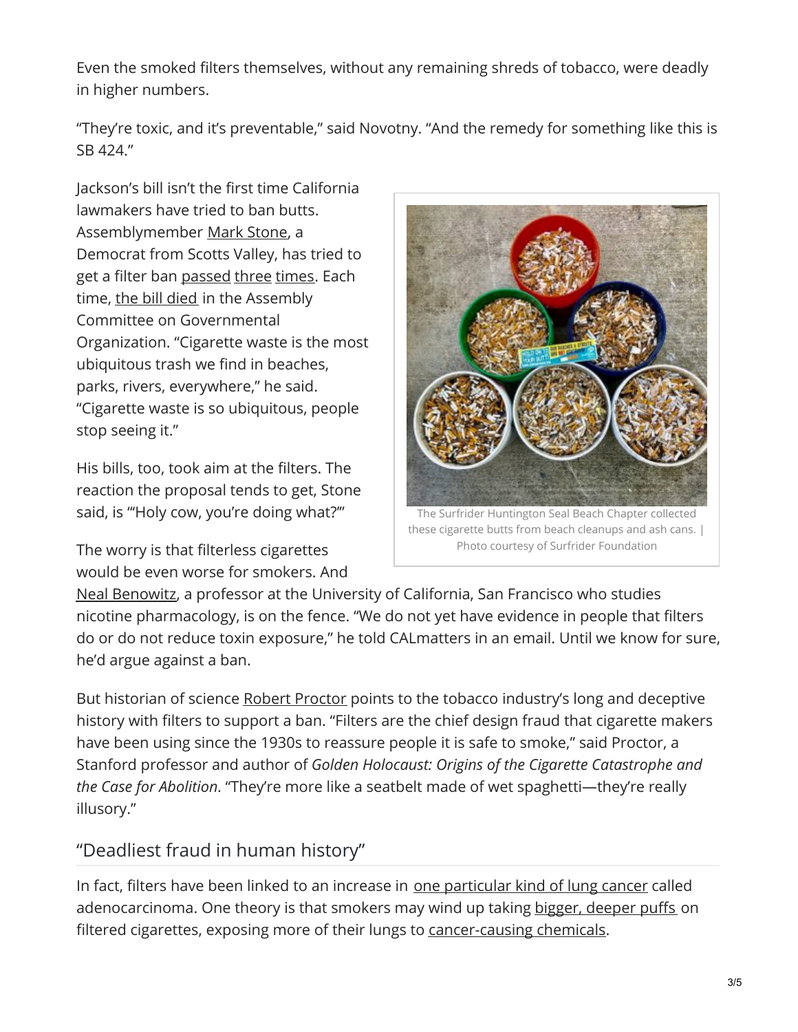Even the smoked filters themselves, without any remaining shreds of tobacco, were deadly in higher numbers.

"They're toxic, and it's preventable," said Novotny. "And the remedy for something like this is SB 424."

Jackson's bill isn't the first time California lawmakers have tried to ban butts. Assemblymember Mark Stone, a Democrat from Scotts Valley, has tried to get a filter ban passed three times. Each time, the bill died in the Assembly Committee on Governmental Organization. "Cigarette waste is the most ubiquitous trash we find in beaches, parks, rivers, everywhere," he said. "Cigarette waste is so ubiquitous, people stop seeing it."

His bills, too, took aim at the filters. The reaction the proposal tends to get, Stone said, is "'Holy cow, you're doing what?'"

The Surfrider Huntington Seal Beach Chapter collected these cigarette butts from beach cleanups and ash cans. | Photo courtesy of Surfrider Foundation

The worry is that filterless cigarettes would be even worse for smokers. And Neal Benowitz, a professor at the University of California, San Francisco who studies nicotine pharmacology, is on the fence. "We do not yet have evidence in people that filters do or do not reduce toxin exposure," he told CALmatters in an email. Until we know for sure, he'd argue against a ban.

But historian of science Robert Proctor points to the tobacco industry's long and deceptive history with filters to support a ban. "Filters are the chief design fraud that cigarette makers have been using since the 1930s to reassure people it is safe to smoke," said Proctor, a Stanford professor and author of *Golden Holocaust: Origins of the Cigarette Catastrophe and the Case for Abolition*. "They're more like a seatbelt made of wet spaghetti—they're really illusory."

## "Deadliest fraud in human history"

In fact, filters have been linked to an increase in one particular kind of lung cancer called adenocarcinoma. One theory is that smokers may wind up taking bigger, deeper puffs on filtered cigarettes, exposing more of their lungs to cancer-causing chemicals.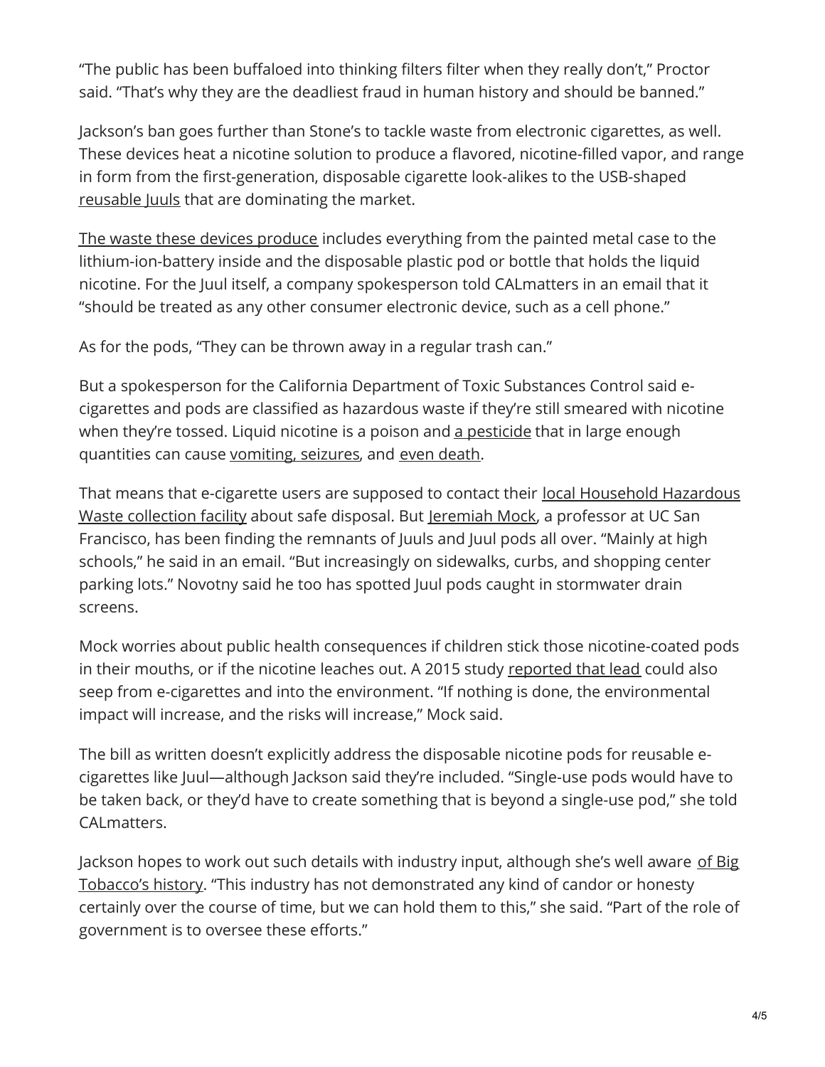"The public has been buffaloed into thinking filters filter when they really don't," Proctor said. "That's why they are the deadliest fraud in human history and should be banned."

Jackson's ban goes further than Stone's to tackle waste from electronic cigarettes, as well. These devices heat a nicotine solution to produce a flavored, nicotine-filled vapor, and range in form from the first-generation, disposable cigarette look-alikes to the USB-shaped reusable Juuls that are dominating the market.

The waste these devices produce includes everything from the painted metal case to the lithium-ion-battery inside and the disposable plastic pod or bottle that holds the liquid nicotine. For the Juul itself, a company spokesperson told CALmatters in an email that it "should be treated as any other consumer electronic device, such as a cell phone."

As for the pods, "They can be thrown away in a regular trash can."

But a spokesperson for the California Department of Toxic Substances Control said e-cigarettes and pods are classified as hazardous waste if they're still smeared with nicotine when they're tossed. Liquid nicotine is a poison and a pesticide that in large enough quantities can cause vomiting, seizures, and even death.

That means that e-cigarette users are supposed to contact their local Household Hazardous Waste collection facility about safe disposal. But Jeremiah Mock, a professor at UC San Francisco, has been finding the remnants of Juuls and Juul pods all over. "Mainly at high schools," he said in an email. "But increasingly on sidewalks, curbs, and shopping center parking lots." Novotny said he too has spotted Juul pods caught in stormwater drain screens.

Mock worries about public health consequences if children stick those nicotine-coated pods in their mouths, or if the nicotine leaches out. A 2015 study reported that lead could also seep from e-cigarettes and into the environment. "If nothing is done, the environmental impact will increase, and the risks will increase," Mock said.

The bill as written doesn't explicitly address the disposable nicotine pods for reusable e-cigarettes like Juul—although Jackson said they're included. "Single-use pods would have to be taken back, or they'd have to create something that is beyond a single-use pod," she told CALmatters.

Jackson hopes to work out such details with industry input, although she's well aware of Big Tobacco's history. "This industry has not demonstrated any kind of candor or honesty certainly over the course of time, but we can hold them to this," she said. "Part of the role of government is to oversee these efforts."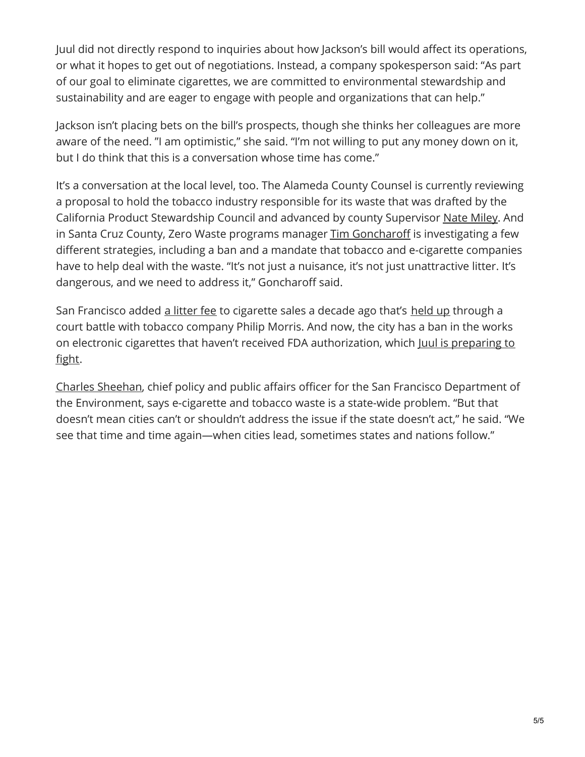Juul did not directly respond to inquiries about how Jackson's bill would affect its operations, or what it hopes to get out of negotiations. Instead, a company spokesperson said: "As part of our goal to eliminate cigarettes, we are committed to environmental stewardship and sustainability and are eager to engage with people and organizations that can help."

Jackson isn't placing bets on the bill's prospects, though she thinks her colleagues are more aware of the need. "I am optimistic," she said. "I'm not willing to put any money down on it, but I do think that this is a conversation whose time has come."

It's a conversation at the local level, too. The Alameda County Counsel is currently reviewing a proposal to hold the tobacco industry responsible for its waste that was drafted by the California Product Stewardship Council and advanced by county Supervisor Nate Miley. And in Santa Cruz County, Zero Waste programs manager Tim Goncharoff is investigating a few different strategies, including a ban and a mandate that tobacco and e-cigarette companies have to help deal with the waste. "It's not just a nuisance, it's not just unattractive litter. It's dangerous, and we need to address it," Goncharoff said.

San Francisco added a litter fee to cigarette sales a decade ago that's held up through a court battle with tobacco company Philip Morris. And now, the city has a ban in the works on electronic cigarettes that haven't received FDA authorization, which Juul is preparing to fight.

Charles Sheehan, chief policy and public affairs officer for the San Francisco Department of the Environment, says e-cigarette and tobacco waste is a state-wide problem. "But that doesn't mean cities can't or shouldn't address the issue if the state doesn't act," he said. "We see that time and time again—when cities lead, sometimes states and nations follow."